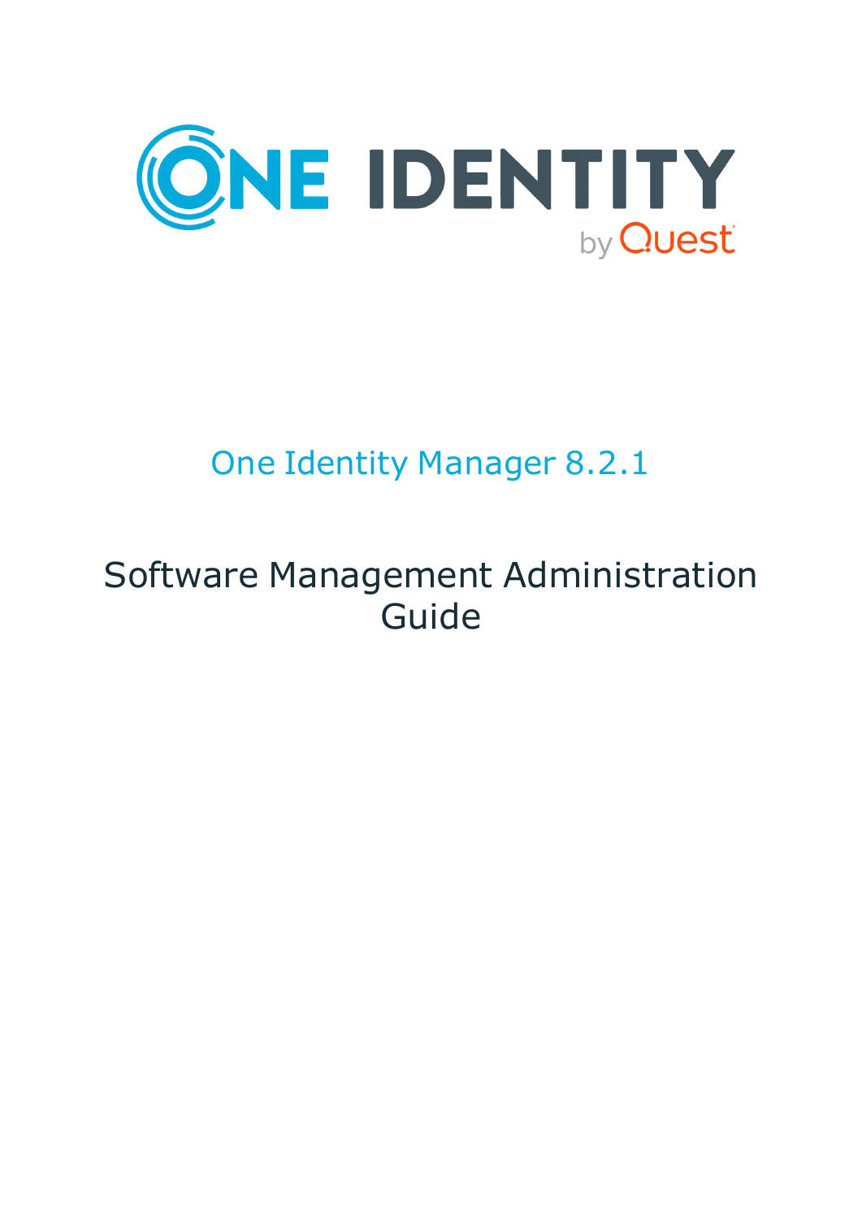# One Identity Manager 8.2.1

# Software Management Administration Guide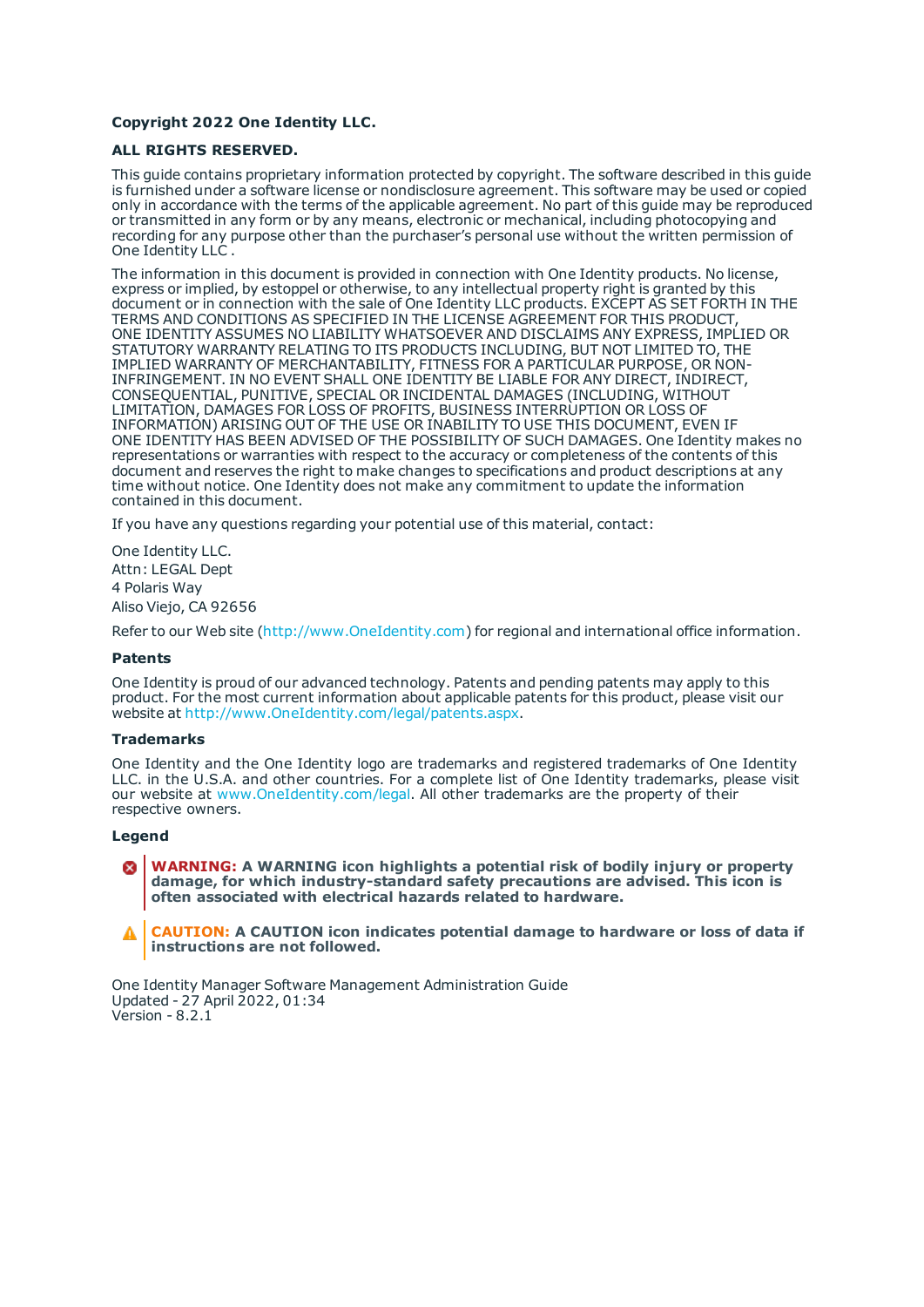**Copyright 2022 One Identity LLC.**

**ALL RIGHTS RESERVED.**

This guide contains proprietary information protected by copyright. The software described in this guide is furnished under a software license or nondisclosure agreement. This software may be used or copied only in accordance with the terms of the applicable agreement. No part of this guide may be reproduced or transmitted in any form or by any means, electronic or mechanical, including photocopying and recording for any purpose other than the purchaser's personal use without the written permission of One Identity LLC .

The information in this document is provided in connection with One Identity products. No license, express or implied, by estoppel or otherwise, to any intellectual property right is granted by this document or in connection with the sale of One Identity LLC products. EXCEPT AS SET FORTH IN THE TERMS AND CONDITIONS AS SPECIFIED IN THE LICENSE AGREEMENT FOR THIS PRODUCT, ONE IDENTITY ASSUMES NO LIABILITY WHATSOEVER AND DISCLAIMS ANY EXPRESS, IMPLIED OR STATUTORY WARRANTY RELATING TO ITS PRODUCTS INCLUDING, BUT NOT LIMITED TO, THE IMPLIED WARRANTY OF MERCHANTABILITY, FITNESS FOR A PARTICULAR PURPOSE, OR NON-INFRINGEMENT. IN NO EVENT SHALL ONE IDENTITY BE LIABLE FOR ANY DIRECT, INDIRECT, CONSEQUENTIAL, PUNITIVE, SPECIAL OR INCIDENTAL DAMAGES (INCLUDING, WITHOUT LIMITATION, DAMAGES FOR LOSS OF PROFITS, BUSINESS INTERRUPTION OR LOSS OF INFORMATION) ARISING OUT OF THE USE OR INABILITY TO USE THIS DOCUMENT, EVEN IF ONE IDENTITY HAS BEEN ADVISED OF THE POSSIBILITY OF SUCH DAMAGES. One Identity makes no representations or warranties with respect to the accuracy or completeness of the contents of this document and reserves the right to make changes to specifications and product descriptions at any time without notice. One Identity does not make any commitment to update the information contained in this document.

If you have any questions regarding your potential use of this material, contact:

One Identity LLC.
Attn: LEGAL Dept
4 Polaris Way
Aliso Viejo, CA 92656

Refer to our Web site (http://www.OneIdentity.com) for regional and international office information.

**Patents**

One Identity is proud of our advanced technology. Patents and pending patents may apply to this product. For the most current information about applicable patents for this product, please visit our website at http://www.OneIdentity.com/legal/patents.aspx.

**Trademarks**

One Identity and the One Identity logo are trademarks and registered trademarks of One Identity LLC. in the U.S.A. and other countries. For a complete list of One Identity trademarks, please visit our website at www.OneIdentity.com/legal. All other trademarks are the property of their respective owners.

**Legend**

**WARNING: A WARNING icon highlights a potential risk of bodily injury or property damage, for which industry-standard safety precautions are advised. This icon is often associated with electrical hazards related to hardware.**

**CAUTION: A CAUTION icon indicates potential damage to hardware or loss of data if instructions are not followed.**

One Identity Manager Software Management Administration Guide
Updated - 27 April 2022, 01:34
Version - 8.2.1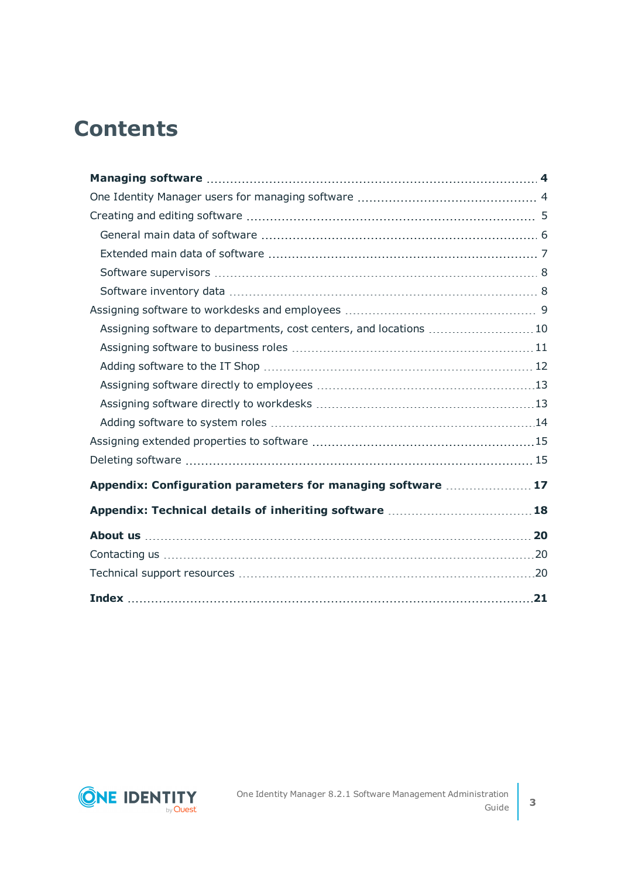# Contents

**Managing software** 4

One Identity Manager users for managing software 4

Creating and editing software 5

- General main data of software 6
- Extended main data of software 7
- Software supervisors 8
- Software inventory data 8

Assigning software to workdesks and employees 9

- Assigning software to departments, cost centers, and locations 10
- Assigning software to business roles 11
- Adding software to the IT Shop 12
- Assigning software directly to employees 13
- Assigning software directly to workdesks 13
- Adding software to system roles 14

Assigning extended properties to software 15

Deleting software 15

**Appendix: Configuration parameters for managing software** 17

**Appendix: Technical details of inheriting software** 18

**About us** 20

Contacting us 20

Technical support resources 20

**Index** 21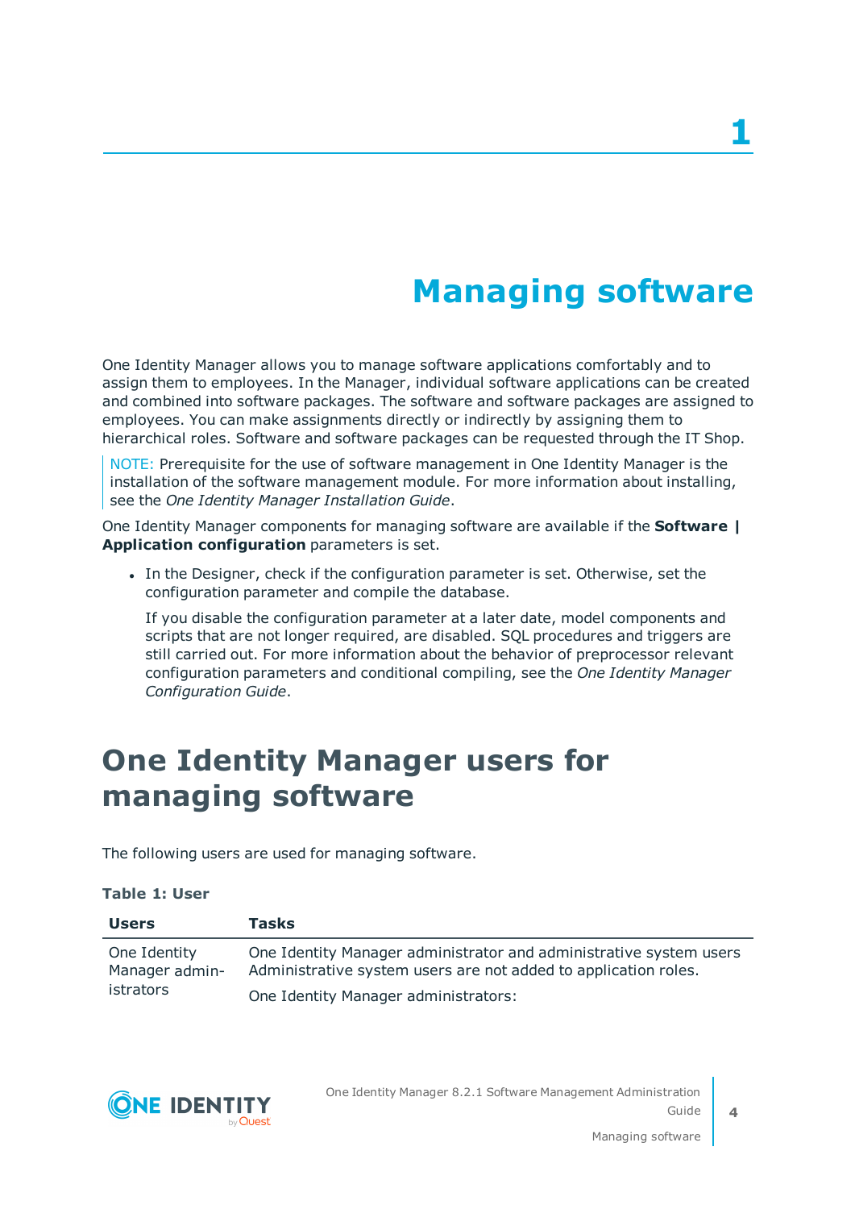# 1

# Managing software

One Identity Manager allows you to manage software applications comfortably and to assign them to employees. In the Manager, individual software applications can be created and combined into software packages. The software and software packages are assigned to employees. You can make assignments directly or indirectly by assigning them to hierarchical roles. Software and software packages can be requested through the IT Shop.

> NOTE: Prerequisite for the use of software management in One Identity Manager is the installation of the software management module. For more information about installing, see the *One Identity Manager Installation Guide*.

One Identity Manager components for managing software are available if the **Software | Application configuration** parameters is set.

- In the Designer, check if the configuration parameter is set. Otherwise, set the configuration parameter and compile the database.

  If you disable the configuration parameter at a later date, model components and scripts that are not longer required, are disabled. SQL procedures and triggers are still carried out. For more information about the behavior of preprocessor relevant configuration parameters and conditional compiling, see the *One Identity Manager Configuration Guide*.

## One Identity Manager users for managing software

The following users are used for managing software.

**Table 1: User**

| Users | Tasks |
|---|---|
| One Identity Manager administrators | One Identity Manager administrator and administrative system users Administrative system users are not added to application roles.<br><br>One Identity Manager administrators: |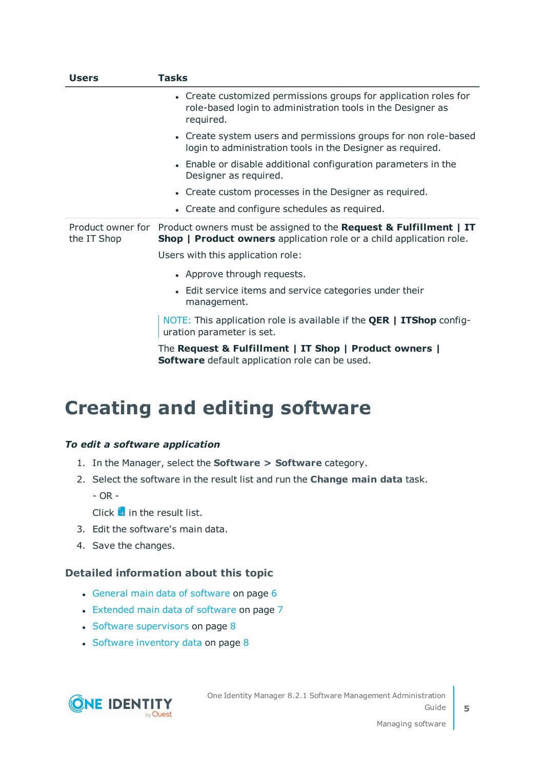| Users | Tasks |
|---|---|
| | • Create customized permissions groups for application roles for role-based login to administration tools in the Designer as required.<br>• Create system users and permissions groups for non role-based login to administration tools in the Designer as required.<br>• Enable or disable additional configuration parameters in the Designer as required.<br>• Create custom processes in the Designer as required.<br>• Create and configure schedules as required. |
| Product owner for the IT Shop | Product owners must be assigned to the **Request & Fulfillment \| IT Shop \| Product owners** application role or a child application role.<br>Users with this application role:<br>• Approve through requests.<br>• Edit service items and service categories under their management.<br>NOTE: This application role is available if the **QER \| ITShop** configuration parameter is set.<br>The **Request & Fulfillment \| IT Shop \| Product owners \| Software** default application role can be used. |

# Creating and editing software

***To edit a software application***

1. In the Manager, select the **Software > Software** category.
2. Select the software in the result list and run the **Change main data** task.

   - OR -

   Click in the result list.
3. Edit the software's main data.
4. Save the changes.

### Detailed information about this topic

- General main data of software on page 6
- Extended main data of software on page 7
- Software supervisors on page 8
- Software inventory data on page 8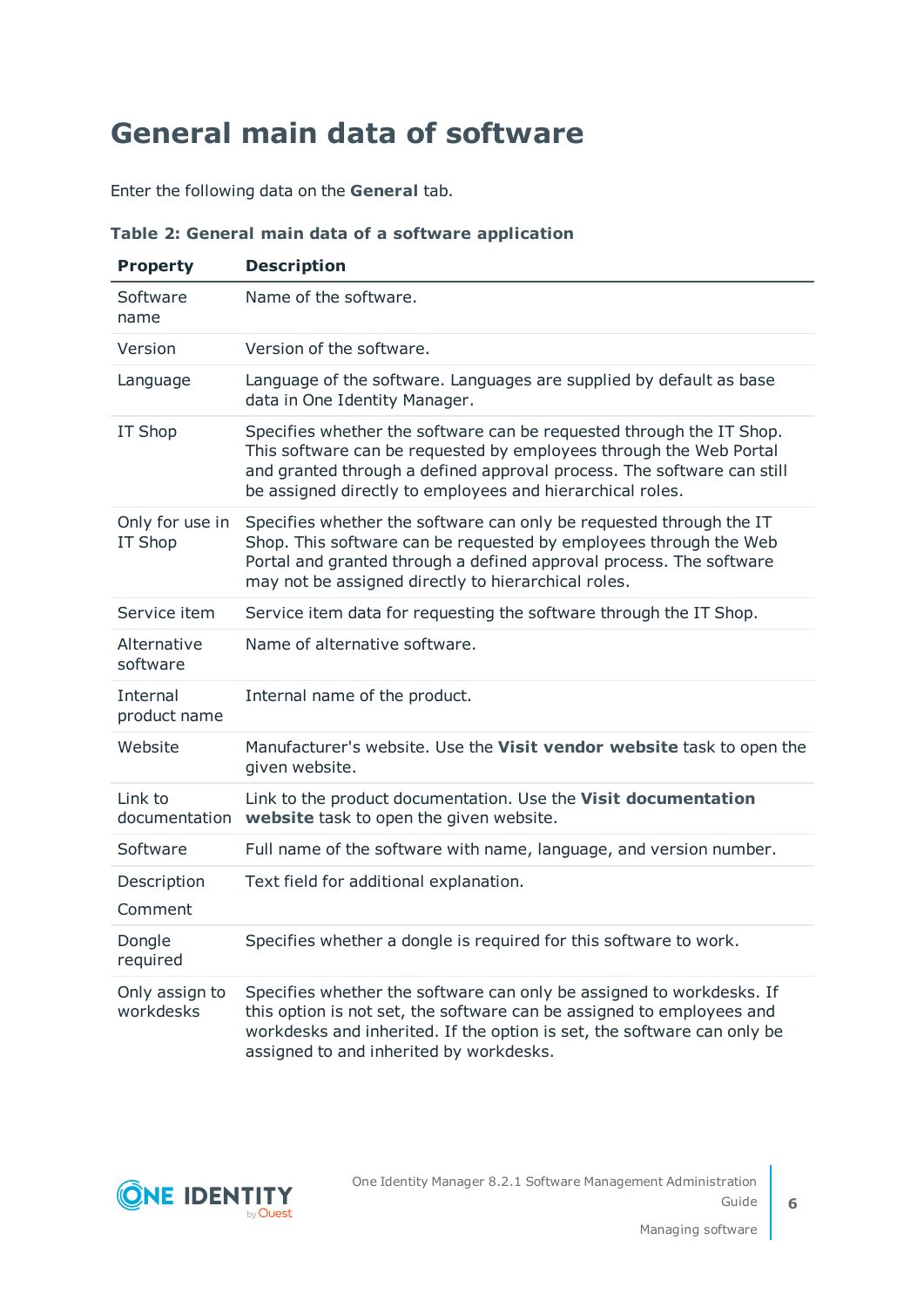# General main data of software

Enter the following data on the **General** tab.

**Table 2: General main data of a software application**

| Property | Description |
|---|---|
| Software name | Name of the software. |
| Version | Version of the software. |
| Language | Language of the software. Languages are supplied by default as base data in One Identity Manager. |
| IT Shop | Specifies whether the software can be requested through the IT Shop. This software can be requested by employees through the Web Portal and granted through a defined approval process. The software can still be assigned directly to employees and hierarchical roles. |
| Only for use in IT Shop | Specifies whether the software can only be requested through the IT Shop. This software can be requested by employees through the Web Portal and granted through a defined approval process. The software may not be assigned directly to hierarchical roles. |
| Service item | Service item data for requesting the software through the IT Shop. |
| Alternative software | Name of alternative software. |
| Internal product name | Internal name of the product. |
| Website | Manufacturer's website. Use the **Visit vendor website** task to open the given website. |
| Link to documentation | Link to the product documentation. Use the **Visit documentation website** task to open the given website. |
| Software | Full name of the software with name, language, and version number. |
| Description<br>Comment | Text field for additional explanation. |
| Dongle required | Specifies whether a dongle is required for this software to work. |
| Only assign to workdesks | Specifies whether the software can only be assigned to workdesks. If this option is not set, the software can be assigned to employees and workdesks and inherited. If the option is set, the software can only be assigned to and inherited by workdesks. |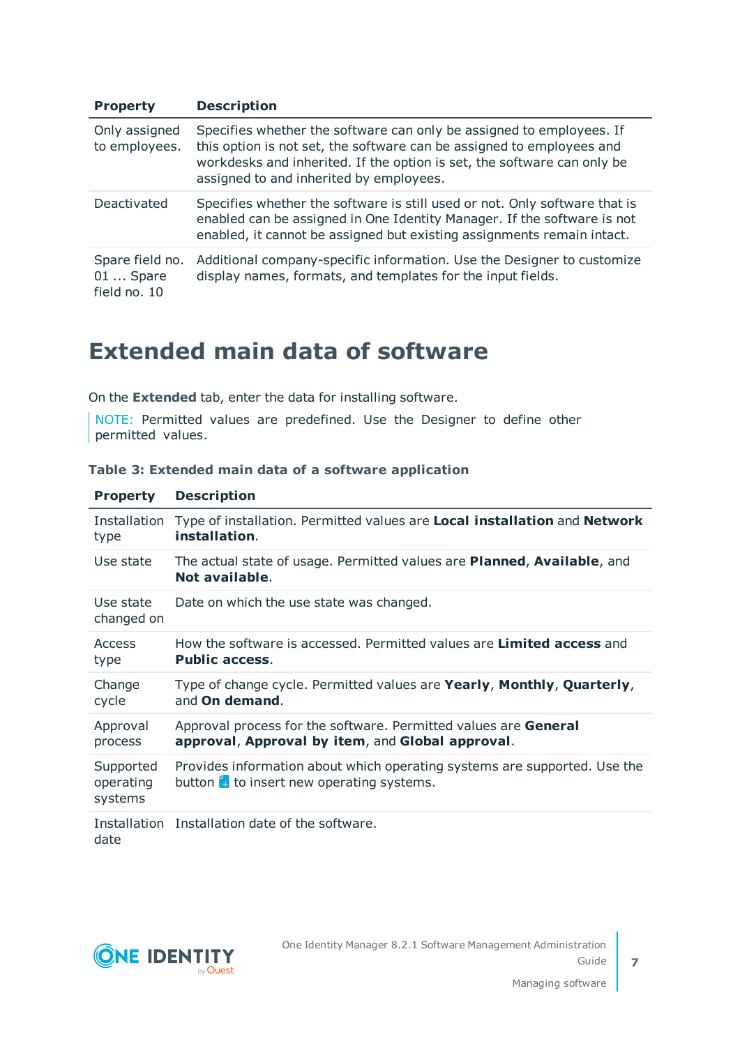| Property | Description |
| --- | --- |
| Only assigned to employees. | Specifies whether the software can only be assigned to employees. If this option is not set, the software can be assigned to employees and workdesks and inherited. If the option is set, the software can only be assigned to and inherited by employees. |
| Deactivated | Specifies whether the software is still used or not. Only software that is enabled can be assigned in One Identity Manager. If the software is not enabled, it cannot be assigned but existing assignments remain intact. |
| Spare field no. 01 ... Spare field no. 10 | Additional company-specific information. Use the Designer to customize display names, formats, and templates for the input fields. |

# Extended main data of software

On the **Extended** tab, enter the data for installing software.

NOTE: Permitted values are predefined. Use the Designer to define other permitted values.

**Table 3: Extended main data of a software application**

| Property | Description |
| --- | --- |
| Installation type | Type of installation. Permitted values are **Local installation** and **Network installation**. |
| Use state | The actual state of usage. Permitted values are **Planned**, **Available**, and **Not available**. |
| Use state changed on | Date on which the use state was changed. |
| Access type | How the software is accessed. Permitted values are **Limited access** and **Public access**. |
| Change cycle | Type of change cycle. Permitted values are **Yearly**, **Monthly**, **Quarterly**, and **On demand**. |
| Approval process | Approval process for the software. Permitted values are **General approval**, **Approval by item**, and **Global approval**. |
| Supported operating systems | Provides information about which operating systems are supported. Use the button to insert new operating systems. |
| Installation date | Installation date of the software. |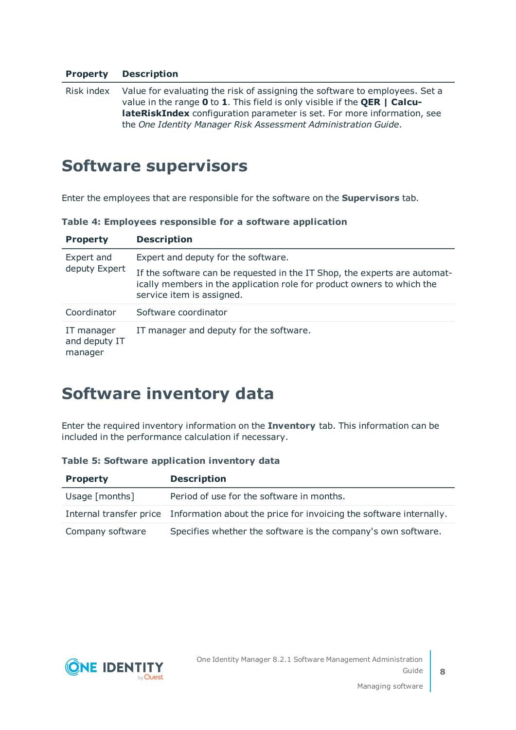| Property | Description |
|---|---|
| Risk index | Value for evaluating the risk of assigning the software to employees. Set a value in the range **0** to **1**. This field is only visible if the **QER \| CalculateRiskIndex** configuration parameter is set. For more information, see the *One Identity Manager Risk Assessment Administration Guide*. |

# Software supervisors

Enter the employees that are responsible for the software on the **Supervisors** tab.

**Table 4: Employees responsible for a software application**

| Property | Description |
|---|---|
| Expert and deputy Expert | Expert and deputy for the software.<br><br>If the software can be requested in the IT Shop, the experts are automatically members in the application role for product owners to which the service item is assigned. |
| Coordinator | Software coordinator |
| IT manager and deputy IT manager | IT manager and deputy for the software. |

# Software inventory data

Enter the required inventory information on the **Inventory** tab. This information can be included in the performance calculation if necessary.

**Table 5: Software application inventory data**

| Property | Description |
|---|---|
| Usage [months] | Period of use for the software in months. |
| Internal transfer price | Information about the price for invoicing the software internally. |
| Company software | Specifies whether the software is the company's own software. |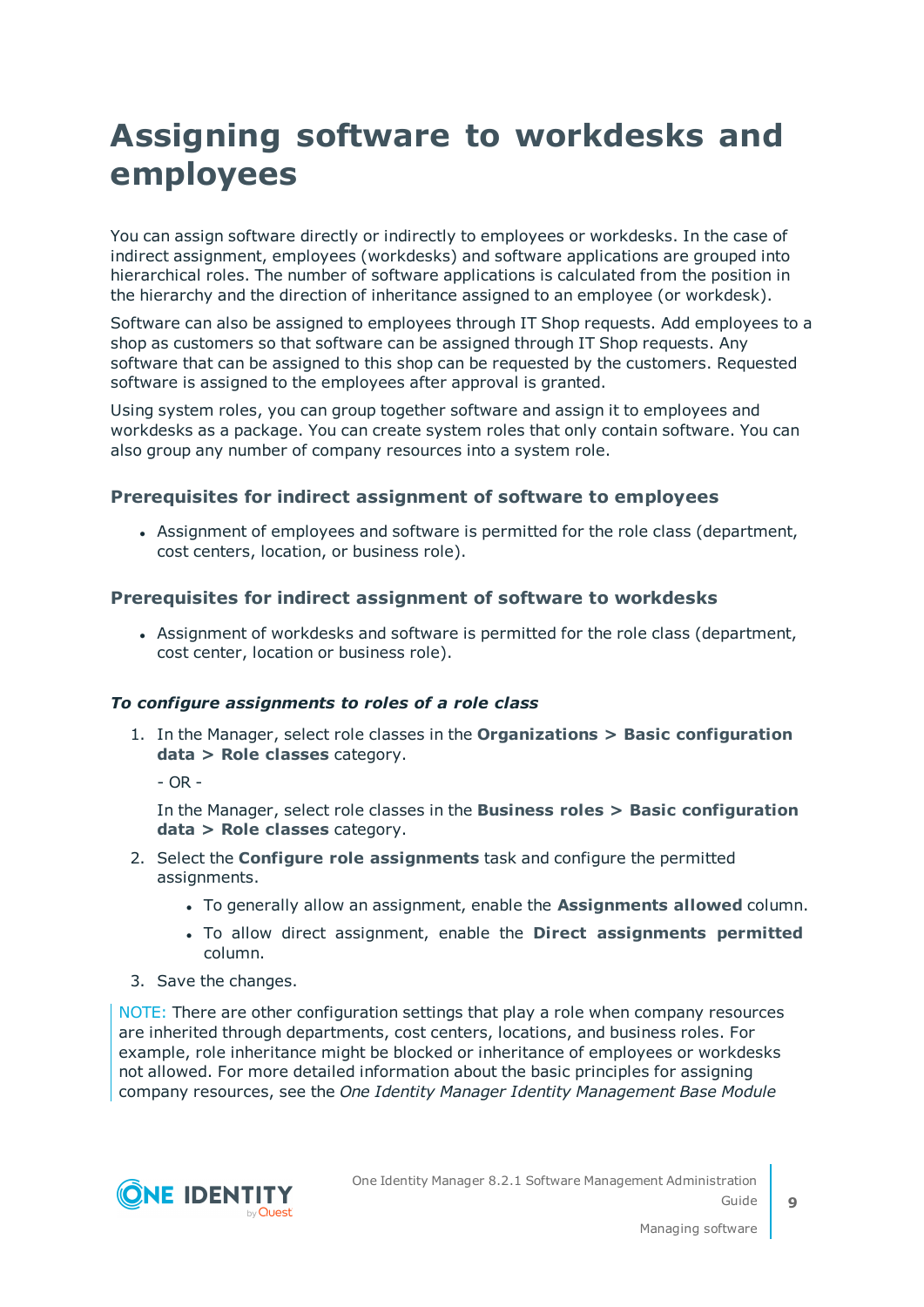# Assigning software to workdesks and employees

You can assign software directly or indirectly to employees or workdesks. In the case of indirect assignment, employees (workdesks) and software applications are grouped into hierarchical roles. The number of software applications is calculated from the position in the hierarchy and the direction of inheritance assigned to an employee (or workdesk).

Software can also be assigned to employees through IT Shop requests. Add employees to a shop as customers so that software can be assigned through IT Shop requests. Any software that can be assigned to this shop can be requested by the customers. Requested software is assigned to the employees after approval is granted.

Using system roles, you can group together software and assign it to employees and workdesks as a package. You can create system roles that only contain software. You can also group any number of company resources into a system role.

### Prerequisites for indirect assignment of software to employees

- Assignment of employees and software is permitted for the role class (department, cost centers, location, or business role).

### Prerequisites for indirect assignment of software to workdesks

- Assignment of workdesks and software is permitted for the role class (department, cost center, location or business role).

***To configure assignments to roles of a role class***

1. In the Manager, select role classes in the **Organizations > Basic configuration data > Role classes** category.

   \- OR -

   In the Manager, select role classes in the **Business roles > Basic configuration data > Role classes** category.

2. Select the **Configure role assignments** task and configure the permitted assignments.
   - To generally allow an assignment, enable the **Assignments allowed** column.
   - To allow direct assignment, enable the **Direct assignments permitted** column.
3. Save the changes.

NOTE: There are other configuration settings that play a role when company resources are inherited through departments, cost centers, locations, and business roles. For example, role inheritance might be blocked or inheritance of employees or workdesks not allowed. For more detailed information about the basic principles for assigning company resources, see the *One Identity Manager Identity Management Base Module*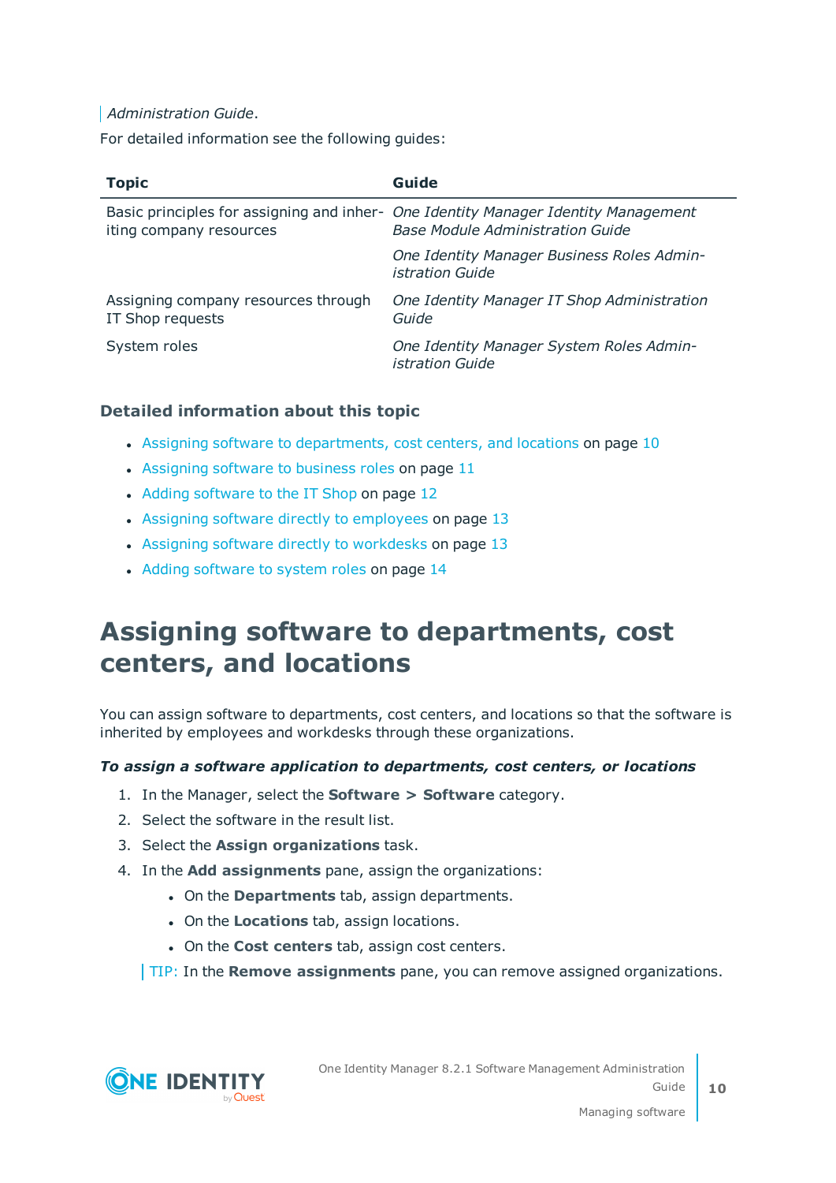*Administration Guide*.

For detailed information see the following guides:

| Topic | Guide |
|---|---|
| Basic principles for assigning and inheriting company resources | *One Identity Manager Identity Management Base Module Administration Guide* |
| | *One Identity Manager Business Roles Administration Guide* |
| Assigning company resources through IT Shop requests | *One Identity Manager IT Shop Administration Guide* |
| System roles | *One Identity Manager System Roles Administration Guide* |

### Detailed information about this topic

- Assigning software to departments, cost centers, and locations on page 10
- Assigning software to business roles on page 11
- Adding software to the IT Shop on page 12
- Assigning software directly to employees on page 13
- Assigning software directly to workdesks on page 13
- Adding software to system roles on page 14

## Assigning software to departments, cost centers, and locations

You can assign software to departments, cost centers, and locations so that the software is inherited by employees and workdesks through these organizations.

***To assign a software application to departments, cost centers, or locations***

1. In the Manager, select the **Software > Software** category.
2. Select the software in the result list.
3. Select the **Assign organizations** task.
4. In the **Add assignments** pane, assign the organizations:
   - On the **Departments** tab, assign departments.
   - On the **Locations** tab, assign locations.
   - On the **Cost centers** tab, assign cost centers.

TIP: In the **Remove assignments** pane, you can remove assigned organizations.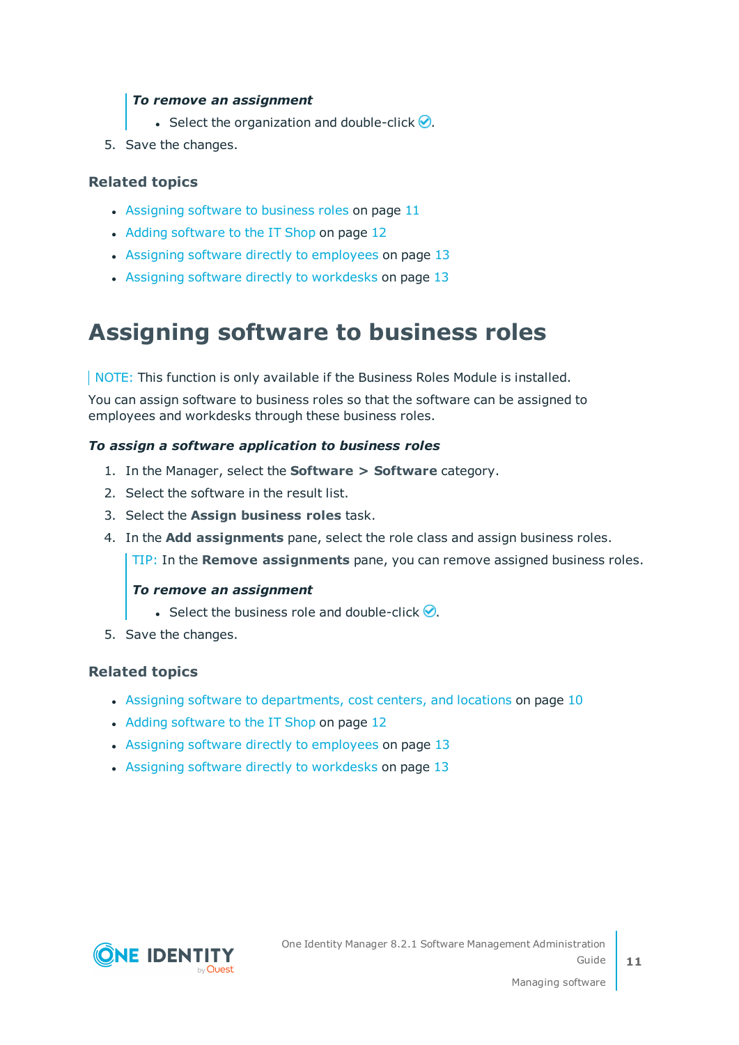*To remove an assignment*

- Select the organization and double-click ✅.

5. Save the changes.

### Related topics

- Assigning software to business roles on page 11
- Adding software to the IT Shop on page 12
- Assigning software directly to employees on page 13
- Assigning software directly to workdesks on page 13

## Assigning software to business roles

NOTE: This function is only available if the Business Roles Module is installed.

You can assign software to business roles so that the software can be assigned to employees and workdesks through these business roles.

***To assign a software application to business roles***

1. In the Manager, select the **Software > Software** category.
2. Select the software in the result list.
3. Select the **Assign business roles** task.
4. In the **Add assignments** pane, select the role class and assign business roles.

   TIP: In the **Remove assignments** pane, you can remove assigned business roles.

   ***To remove an assignment***

   - Select the business role and double-click ✅.

5. Save the changes.

### Related topics

- Assigning software to departments, cost centers, and locations on page 10
- Adding software to the IT Shop on page 12
- Assigning software directly to employees on page 13
- Assigning software directly to workdesks on page 13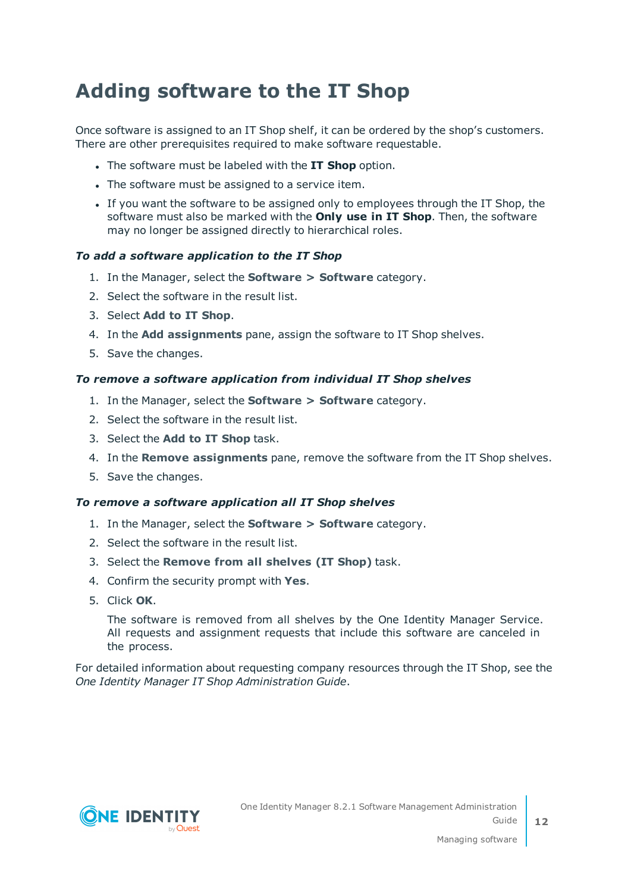# Adding software to the IT Shop

Once software is assigned to an IT Shop shelf, it can be ordered by the shop's customers. There are other prerequisites required to make software requestable.

- The software must be labeled with the **IT Shop** option.
- The software must be assigned to a service item.
- If you want the software to be assigned only to employees through the IT Shop, the software must also be marked with the **Only use in IT Shop**. Then, the software may no longer be assigned directly to hierarchical roles.

***To add a software application to the IT Shop***

1. In the Manager, select the **Software > Software** category.
2. Select the software in the result list.
3. Select **Add to IT Shop**.
4. In the **Add assignments** pane, assign the software to IT Shop shelves.
5. Save the changes.

***To remove a software application from individual IT Shop shelves***

1. In the Manager, select the **Software > Software** category.
2. Select the software in the result list.
3. Select the **Add to IT Shop** task.
4. In the **Remove assignments** pane, remove the software from the IT Shop shelves.
5. Save the changes.

***To remove a software application all IT Shop shelves***

1. In the Manager, select the **Software > Software** category.
2. Select the software in the result list.
3. Select the **Remove from all shelves (IT Shop)** task.
4. Confirm the security prompt with **Yes**.
5. Click **OK**.

   The software is removed from all shelves by the One Identity Manager Service. All requests and assignment requests that include this software are canceled in the process.

For detailed information about requesting company resources through the IT Shop, see the *One Identity Manager IT Shop Administration Guide*.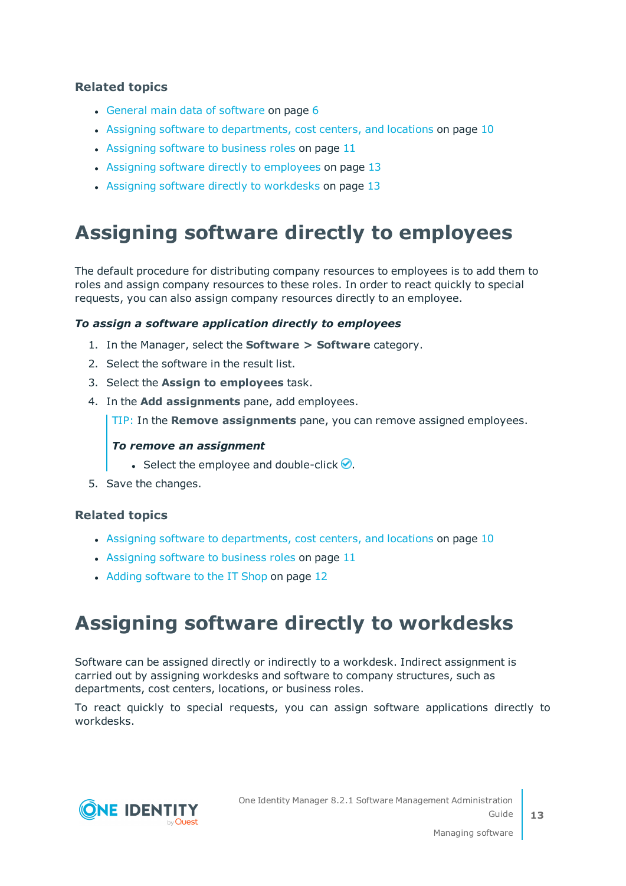### Related topics

- General main data of software on page 6
- Assigning software to departments, cost centers, and locations on page 10
- Assigning software to business roles on page 11
- Assigning software directly to employees on page 13
- Assigning software directly to workdesks on page 13

## Assigning software directly to employees

The default procedure for distributing company resources to employees is to add them to roles and assign company resources to these roles. In order to react quickly to special requests, you can also assign company resources directly to an employee.

***To assign a software application directly to employees***

1. In the Manager, select the **Software > Software** category.
2. Select the software in the result list.
3. Select the **Assign to employees** task.
4. In the **Add assignments** pane, add employees.

   > TIP: In the **Remove assignments** pane, you can remove assigned employees.
   >
   > ***To remove an assignment***
   >
   > - Select the employee and double-click ✅.

5. Save the changes.

### Related topics

- Assigning software to departments, cost centers, and locations on page 10
- Assigning software to business roles on page 11
- Adding software to the IT Shop on page 12

## Assigning software directly to workdesks

Software can be assigned directly or indirectly to a workdesk. Indirect assignment is carried out by assigning workdesks and software to company structures, such as departments, cost centers, locations, or business roles.

To react quickly to special requests, you can assign software applications directly to workdesks.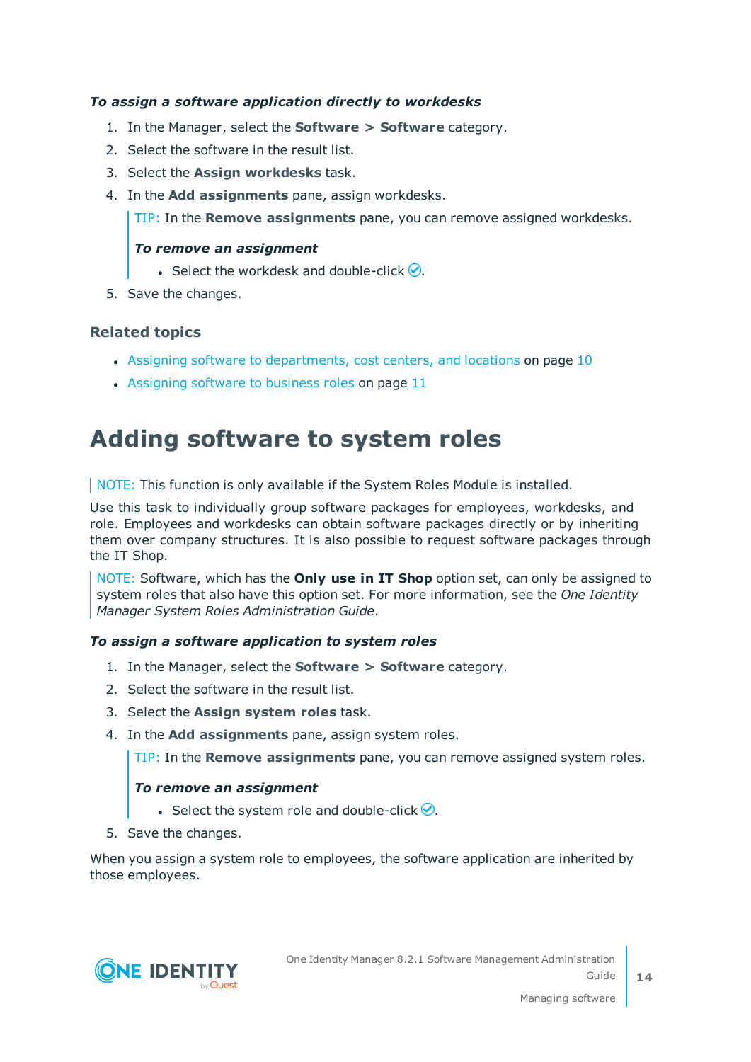*To assign a software application directly to workdesks*

1. In the Manager, select the **Software > Software** category.
2. Select the software in the result list.
3. Select the **Assign workdesks** task.
4. In the **Add assignments** pane, assign workdesks.

   TIP: In the **Remove assignments** pane, you can remove assigned workdesks.

   *To remove an assignment*

   - Select the workdesk and double-click ✅.
5. Save the changes.

### Related topics

- Assigning software to departments, cost centers, and locations on page 10
- Assigning software to business roles on page 11

# Adding software to system roles

NOTE: This function is only available if the System Roles Module is installed.

Use this task to individually group software packages for employees, workdesks, and role. Employees and workdesks can obtain software packages directly or by inheriting them over company structures. It is also possible to request software packages through the IT Shop.

NOTE: Software, which has the **Only use in IT Shop** option set, can only be assigned to system roles that also have this option set. For more information, see the *One Identity Manager System Roles Administration Guide*.

*To assign a software application to system roles*

1. In the Manager, select the **Software > Software** category.
2. Select the software in the result list.
3. Select the **Assign system roles** task.
4. In the **Add assignments** pane, assign system roles.

   TIP: In the **Remove assignments** pane, you can remove assigned system roles.

   *To remove an assignment*

   - Select the system role and double-click ✅.
5. Save the changes.

When you assign a system role to employees, the software application are inherited by those employees.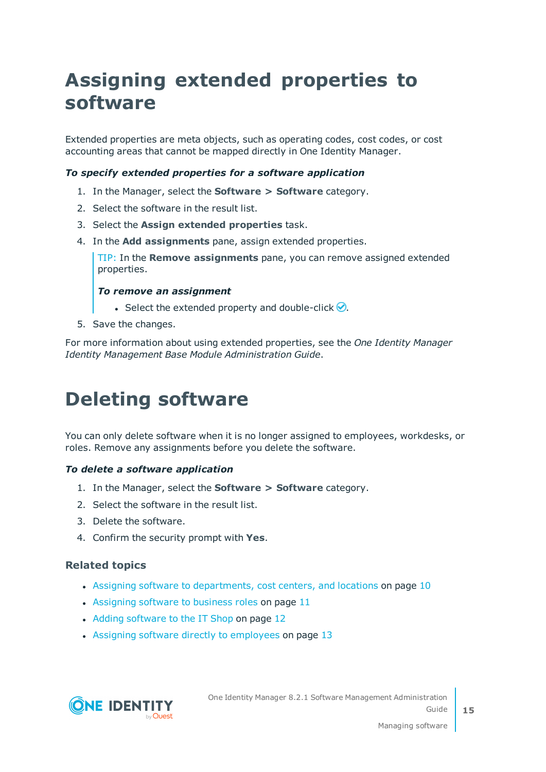# Assigning extended properties to software

Extended properties are meta objects, such as operating codes, cost codes, or cost accounting areas that cannot be mapped directly in One Identity Manager.

***To specify extended properties for a software application***

1. In the Manager, select the **Software > Software** category.
2. Select the software in the result list.
3. Select the **Assign extended properties** task.
4. In the **Add assignments** pane, assign extended properties.

   TIP: In the **Remove assignments** pane, you can remove assigned extended properties.

   ***To remove an assignment***

   - Select the extended property and double-click ✅.
5. Save the changes.

For more information about using extended properties, see the *One Identity Manager Identity Management Base Module Administration Guide*.

# Deleting software

You can only delete software when it is no longer assigned to employees, workdesks, or roles. Remove any assignments before you delete the software.

***To delete a software application***

1. In the Manager, select the **Software > Software** category.
2. Select the software in the result list.
3. Delete the software.
4. Confirm the security prompt with **Yes**.

### Related topics

- Assigning software to departments, cost centers, and locations on page 10
- Assigning software to business roles on page 11
- Adding software to the IT Shop on page 12
- Assigning software directly to employees on page 13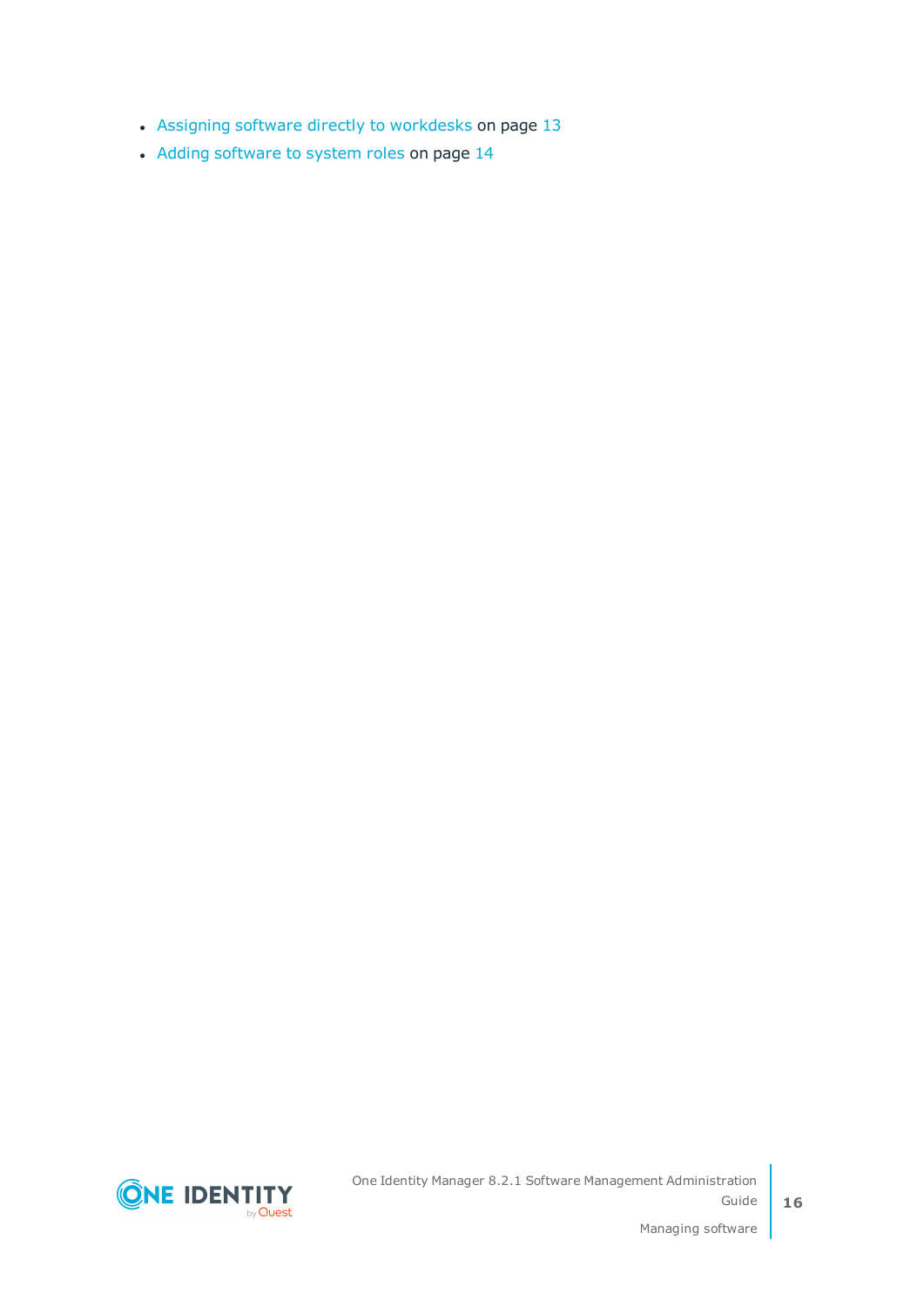- Assigning software directly to workdesks on page 13
- Adding software to system roles on page 14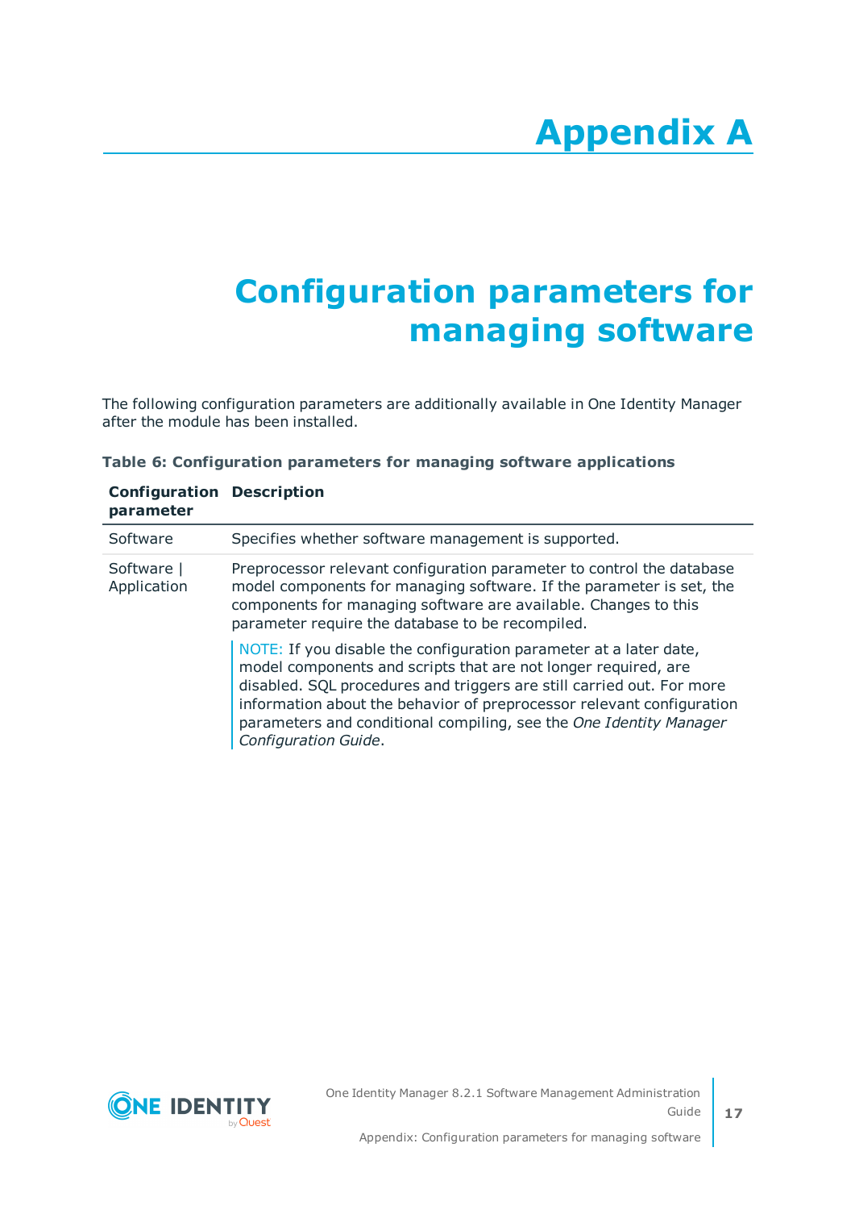# Appendix A

# Configuration parameters for managing software

The following configuration parameters are additionally available in One Identity Manager after the module has been installed.

**Table 6: Configuration parameters for managing software applications**

| Configuration parameter | Description |
|---|---|
| Software | Specifies whether software management is supported. |
| Software \| Application | Preprocessor relevant configuration parameter to control the database model components for managing software. If the parameter is set, the components for managing software are available. Changes to this parameter require the database to be recompiled.<br><br>NOTE: If you disable the configuration parameter at a later date, model components and scripts that are not longer required, are disabled. SQL procedures and triggers are still carried out. For more information about the behavior of preprocessor relevant configuration parameters and conditional compiling, see the *One Identity Manager Configuration Guide*. |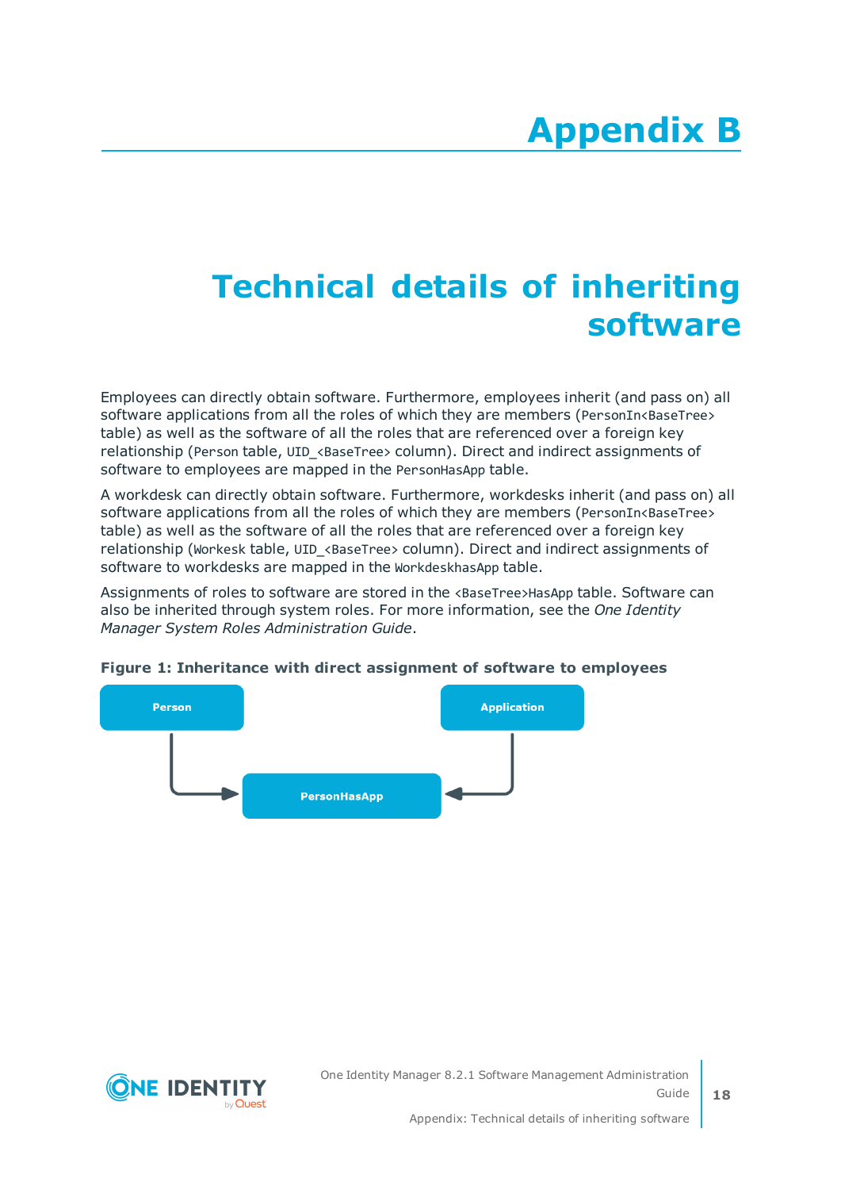# Appendix B

# Technical details of inheriting software

Employees can directly obtain software. Furthermore, employees inherit (and pass on) all software applications from all the roles of which they are members (PersonIn<BaseTree> table) as well as the software of all the roles that are referenced over a foreign key relationship (Person table, UID_<BaseTree> column). Direct and indirect assignments of software to employees are mapped in the PersonHasApp table.

A workdesk can directly obtain software. Furthermore, workdesks inherit (and pass on) all software applications from all the roles of which they are members (PersonIn<BaseTree> table) as well as the software of all the roles that are referenced over a foreign key relationship (Workesk table, UID_<BaseTree> column). Direct and indirect assignments of software to workdesks are mapped in the WorkdeskhasApp table.

Assignments of roles to software are stored in the <BaseTree>HasApp table. Software can also be inherited through system roles. For more information, see the *One Identity Manager System Roles Administration Guide*.

**Figure 1: Inheritance with direct assignment of software to employees**

Person → PersonHasApp ← Application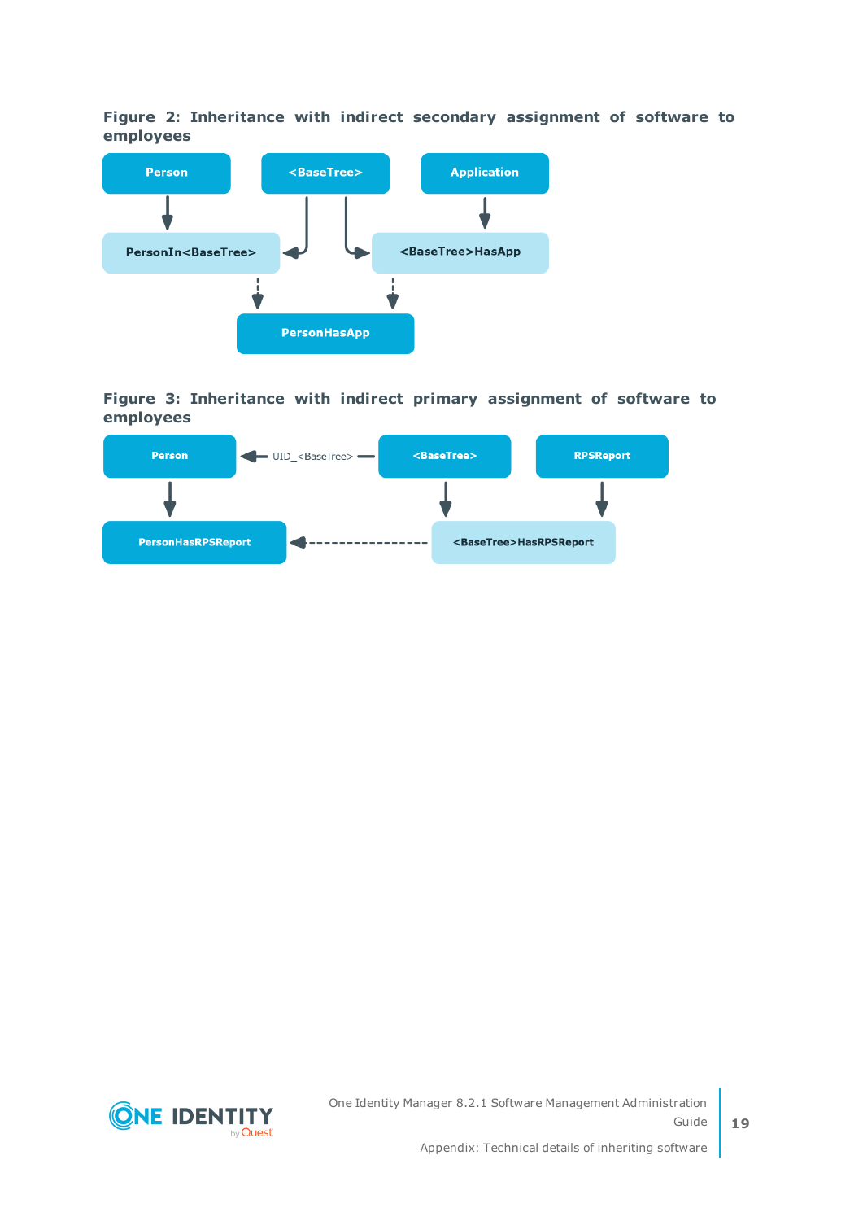**Figure 2: Inheritance with indirect secondary assignment of software to employees**

Person

<BaseTree>

Application

PersonIn<BaseTree>

<BaseTree>HasApp

PersonHasApp

**Figure 3: Inheritance with indirect primary assignment of software to employees**

Person

UID_<BaseTree>

<BaseTree>

RPSReport

PersonHasRPSReport

<BaseTree>HasRPSReport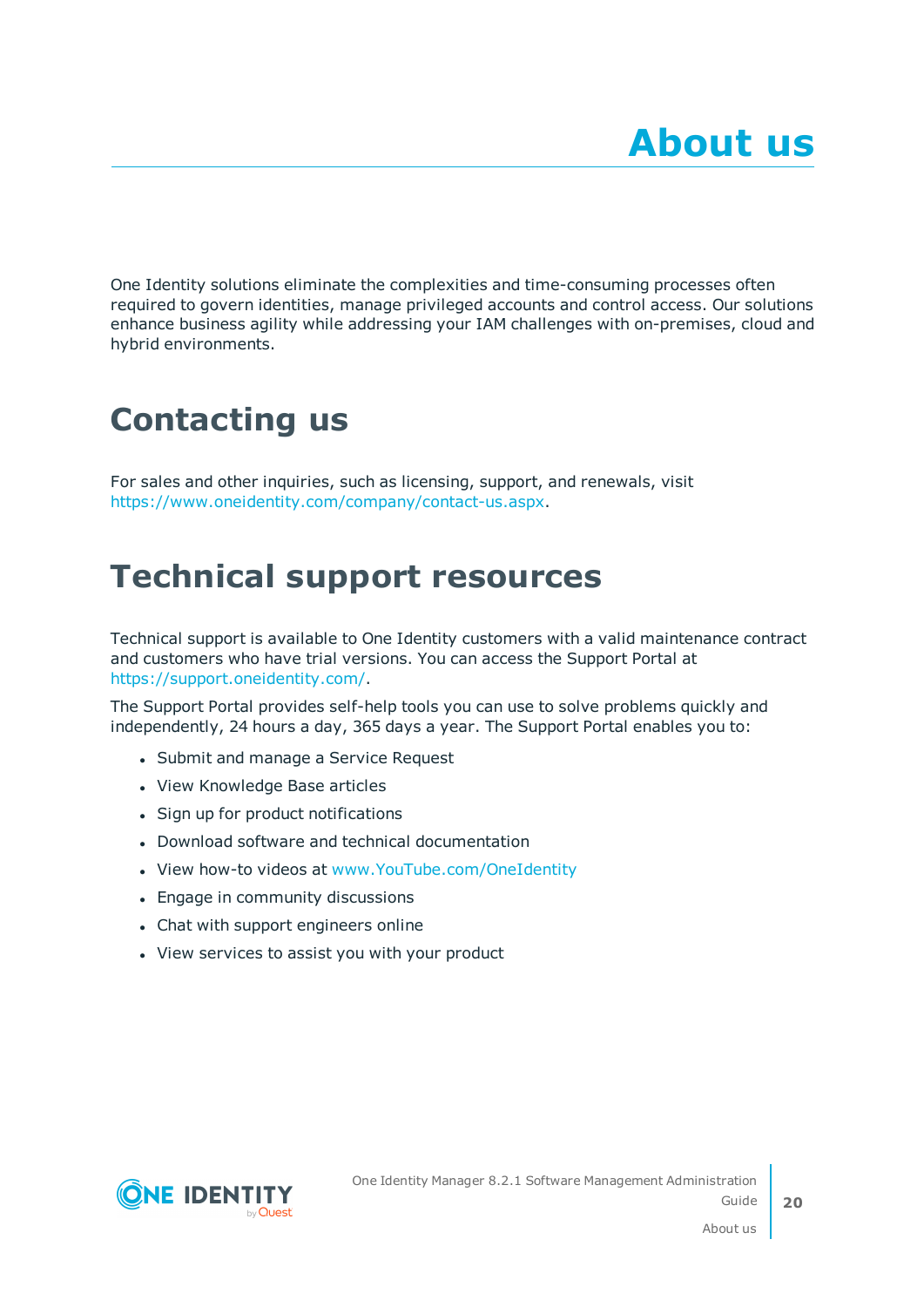# About us

One Identity solutions eliminate the complexities and time-consuming processes often required to govern identities, manage privileged accounts and control access. Our solutions enhance business agility while addressing your IAM challenges with on-premises, cloud and hybrid environments.

## Contacting us

For sales and other inquiries, such as licensing, support, and renewals, visit https://www.oneidentity.com/company/contact-us.aspx.

## Technical support resources

Technical support is available to One Identity customers with a valid maintenance contract and customers who have trial versions. You can access the Support Portal at https://support.oneidentity.com/.

The Support Portal provides self-help tools you can use to solve problems quickly and independently, 24 hours a day, 365 days a year. The Support Portal enables you to:

- Submit and manage a Service Request
- View Knowledge Base articles
- Sign up for product notifications
- Download software and technical documentation
- View how-to videos at www.YouTube.com/OneIdentity
- Engage in community discussions
- Chat with support engineers online
- View services to assist you with your product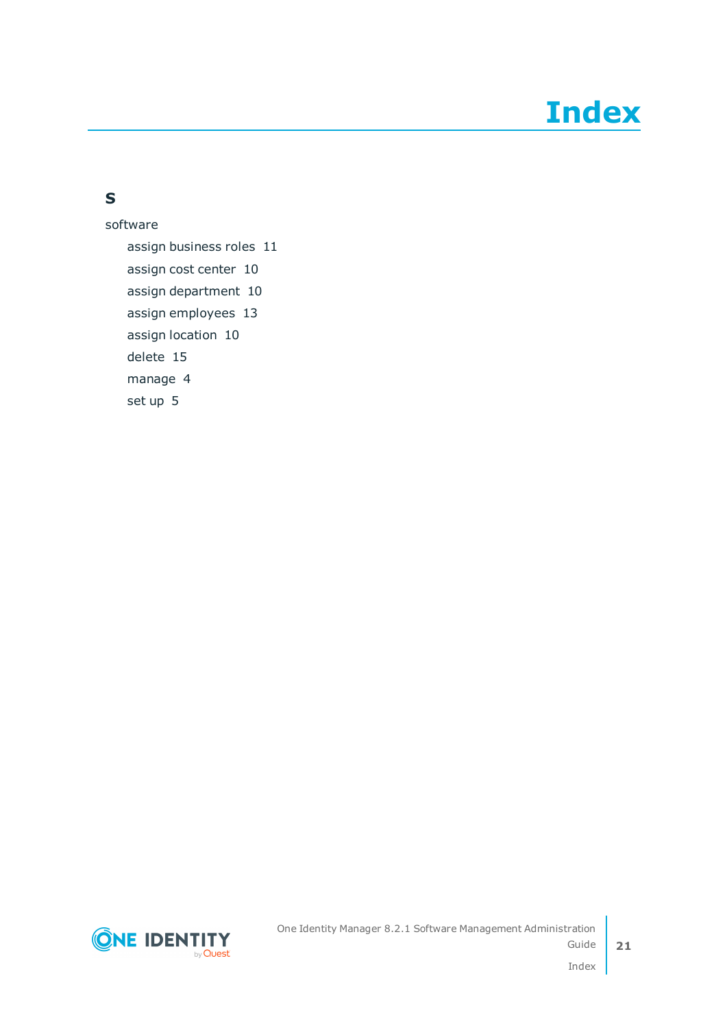# Index

## S

software

- assign business roles 11
- assign cost center 10
- assign department 10
- assign employees 13
- assign location 10
- delete 15
- manage 4
- set up 5